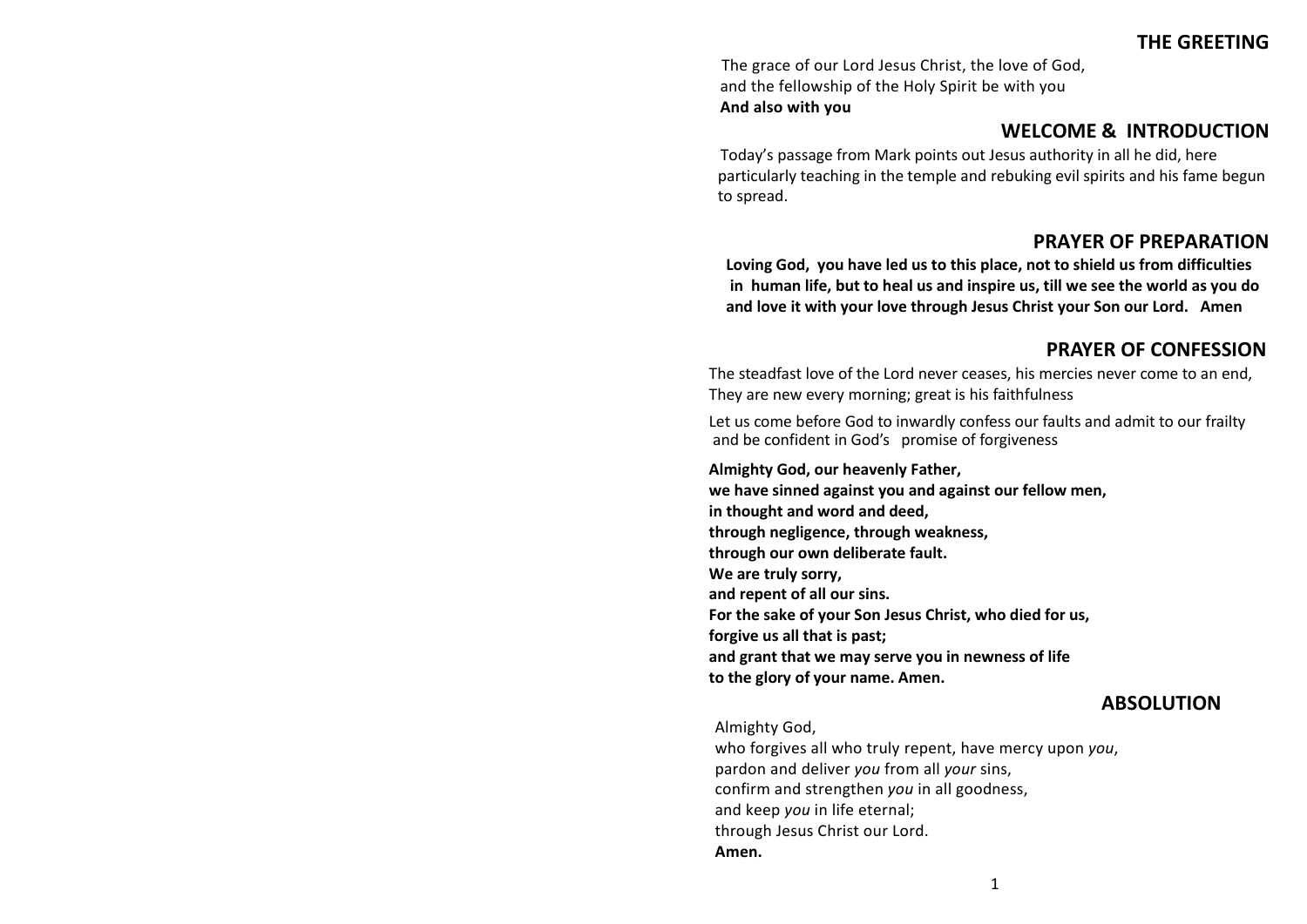## THE GREETING

The grace of our Lord Jesus Christ, the love of God,
and the fellowship of the Holy Spirit be with you
**And also with you**

## WELCOME & INTRODUCTION

Today's passage from Mark points out Jesus authority in all he did, here particularly teaching in the temple and rebuking evil spirits and his fame begun to spread.

## PRAYER OF PREPARATION

**Loving God, you have led us to this place, not to shield us from difficulties in human life, but to heal us and inspire us, till we see the world as you do and love it with your love through Jesus Christ your Son our Lord. Amen**

## PRAYER OF CONFESSION

The steadfast love of the Lord never ceases, his mercies never come to an end,
They are new every morning; great is his faithfulness

Let us come before God to inwardly confess our faults and admit to our frailty and be confident in God's promise of forgiveness

**Almighty God, our heavenly Father,**
**we have sinned against you and against our fellow men,**
**in thought and word and deed,**
**through negligence, through weakness,**
**through our own deliberate fault.**
**We are truly sorry,**
**and repent of all our sins.**
**For the sake of your Son Jesus Christ, who died for us,**
**forgive us all that is past;**
**and grant that we may serve you in newness of life**
**to the glory of your name. Amen.**

## ABSOLUTION

Almighty God,
who forgives all who truly repent, have mercy upon *you*,
pardon and deliver *you* from all *your* sins,
confirm and strengthen *you* in all goodness,
and keep *you* in life eternal;
through Jesus Christ our Lord.
**Amen.**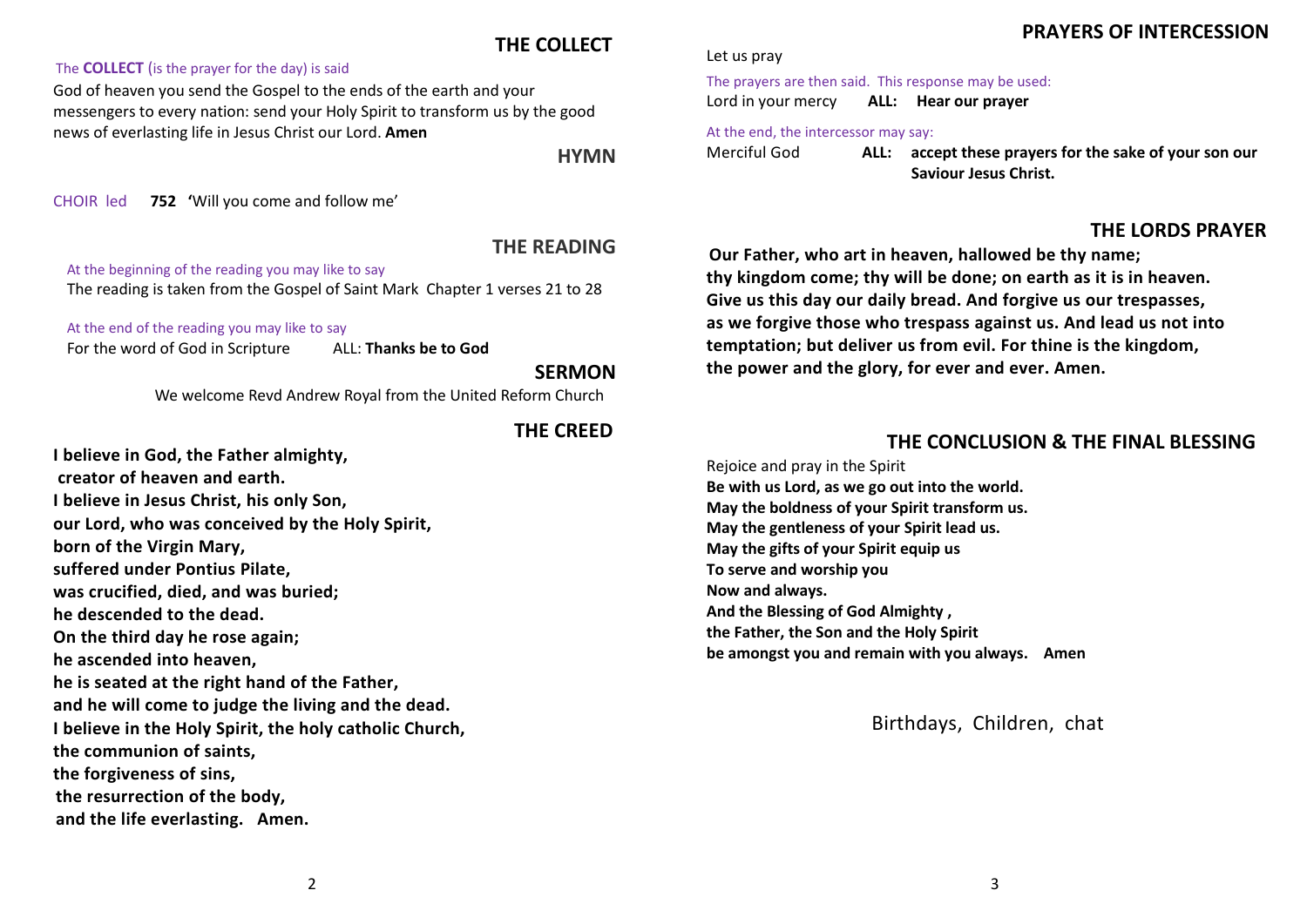## THE COLLECT

The **COLLECT** (is the prayer for the day) is said

God of heaven you send the Gospel to the ends of the earth and your messengers to every nation: send your Holy Spirit to transform us by the good news of everlasting life in Jesus Christ our Lord. **Amen**

## HYMN

CHOIR led **752** **'**Will you come and follow me'

## THE READING

At the beginning of the reading you may like to say

The reading is taken from the Gospel of Saint Mark Chapter 1 verses 21 to 28

At the end of the reading you may like to say

For the word of God in Scripture ALL: **Thanks be to God**

## SERMON

We welcome Revd Andrew Royal from the United Reform Church

## THE CREED

**I believe in God, the Father almighty,**
**creator of heaven and earth.**
**I believe in Jesus Christ, his only Son,**
**our Lord, who was conceived by the Holy Spirit,**
**born of the Virgin Mary,**
**suffered under Pontius Pilate,**
**was crucified, died, and was buried;**
**he descended to the dead.**
**On the third day he rose again;**
**he ascended into heaven,**
**he is seated at the right hand of the Father,**
**and he will come to judge the living and the dead.**
**I believe in the Holy Spirit, the holy catholic Church,**
**the communion of saints,**
**the forgiveness of sins,**
**the resurrection of the body,**
**and the life everlasting. Amen.**

## PRAYERS OF INTERCESSION

Let us pray

The prayers are then said. This response may be used:

Lord in your mercy **ALL: Hear our prayer**

At the end, the intercessor may say:

Merciful God **ALL: accept these prayers for the sake of your son our Saviour Jesus Christ.**

## THE LORDS PRAYER

**Our Father, who art in heaven, hallowed be thy name; thy kingdom come; thy will be done; on earth as it is in heaven. Give us this day our daily bread. And forgive us our trespasses, as we forgive those who trespass against us. And lead us not into temptation; but deliver us from evil. For thine is the kingdom, the power and the glory, for ever and ever. Amen.**

## THE CONCLUSION & THE FINAL BLESSING

Rejoice and pray in the Spirit
**Be with us Lord, as we go out into the world.**
**May the boldness of your Spirit transform us.**
**May the gentleness of your Spirit lead us.**
**May the gifts of your Spirit equip us**
**To serve and worship you**
**Now and always.**
**And the Blessing of God Almighty ,**
**the Father, the Son and the Holy Spirit**
**be amongst you and remain with you always. Amen**

Birthdays, Children, chat